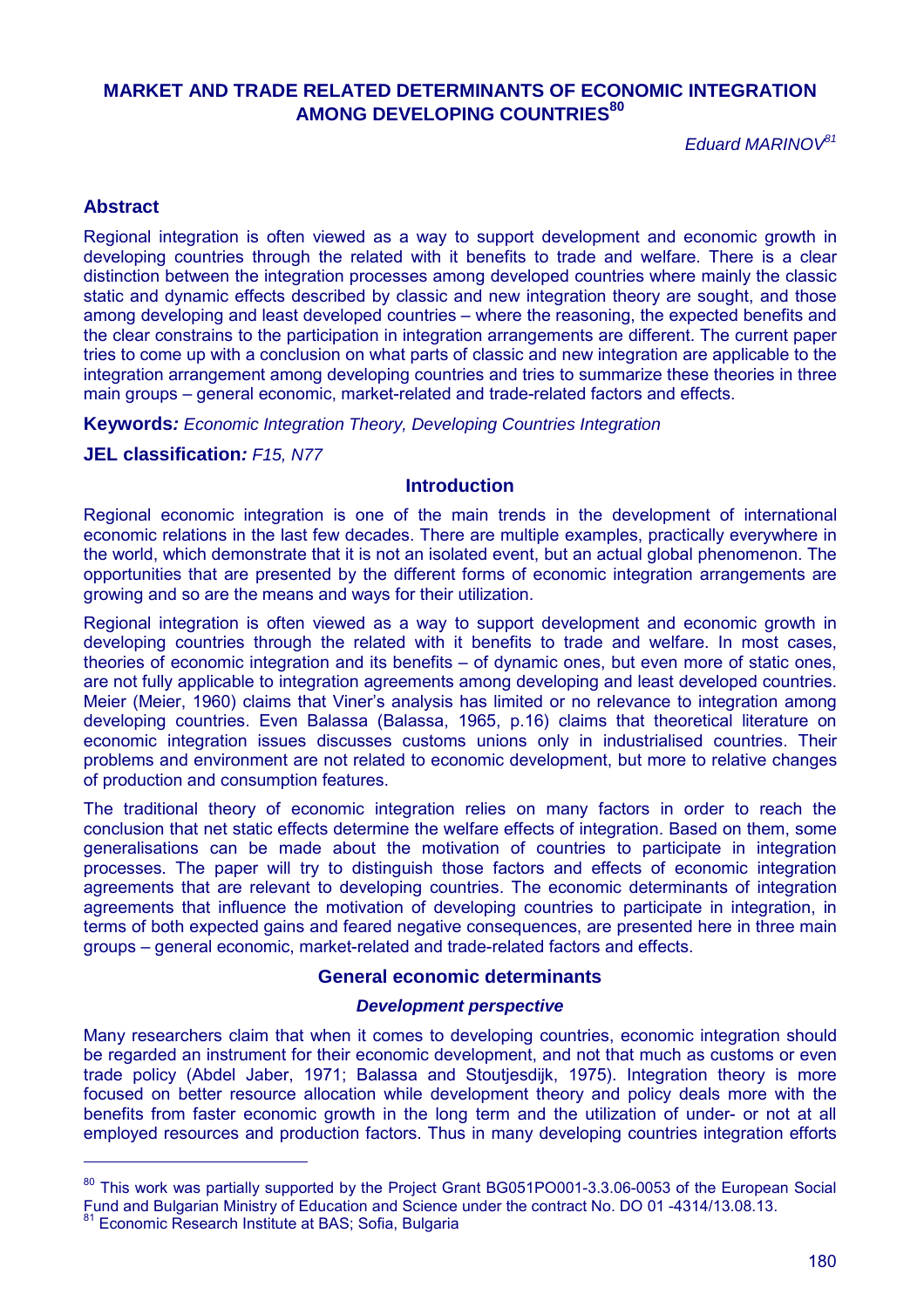# MARKET AND TRADE RELATED DETERMINANTS OF ECONOMIC INTEGRATION AMONG DEVELOPING COUNTRIES[80]

*Eduard MARINOV[81]*

## Abstract

Regional integration is often viewed as a way to support development and economic growth in developing countries through the related with it benefits to trade and welfare. There is a clear distinction between the integration processes among developed countries where mainly the classic static and dynamic effects described by classic and new integration theory are sought, and those among developing and least developed countries – where the reasoning, the expected benefits and the clear constrains to the participation in integration arrangements are different. The current paper tries to come up with a conclusion on what parts of classic and new integration are applicable to the integration arrangement among developing countries and tries to summarize these theories in three main groups – general economic, market-related and trade-related factors and effects.

**Keywords***: Economic Integration Theory, Developing Countries Integration*

**JEL classification***: F15, N77*

## Introduction

Regional economic integration is one of the main trends in the development of international economic relations in the last few decades. There are multiple examples, practically everywhere in the world, which demonstrate that it is not an isolated event, but an actual global phenomenon. The opportunities that are presented by the different forms of economic integration arrangements are growing and so are the means and ways for their utilization.

Regional integration is often viewed as a way to support development and economic growth in developing countries through the related with it benefits to trade and welfare. In most cases, theories of economic integration and its benefits – of dynamic ones, but even more of static ones, are not fully applicable to integration agreements among developing and least developed countries. Meier (Meier, 1960) claims that Viner's analysis has limited or no relevance to integration among developing countries. Even Balassa (Balassa, 1965, p.16) claims that theoretical literature on economic integration issues discusses customs unions only in industrialised countries. Their problems and environment are not related to economic development, but more to relative changes of production and consumption features.

The traditional theory of economic integration relies on many factors in order to reach the conclusion that net static effects determine the welfare effects of integration. Based on them, some generalisations can be made about the motivation of countries to participate in integration processes. The paper will try to distinguish those factors and effects of economic integration agreements that are relevant to developing countries. The economic determinants of integration agreements that influence the motivation of developing countries to participate in integration, in terms of both expected gains and feared negative consequences, are presented here in three main groups – general economic, market-related and trade-related factors and effects.

## General economic determinants

### *Development perspective*

Many researchers claim that when it comes to developing countries, economic integration should be regarded an instrument for their economic development, and not that much as customs or even trade policy (Abdel Jaber, 1971; Balassa and Stoutjesdijk, 1975). Integration theory is more focused on better resource allocation while development theory and policy deals more with the benefits from faster economic growth in the long term and the utilization of under- or not at all employed resources and production factors. Thus in many developing countries integration efforts

---

[80] This work was partially supported by the Project Grant BG051PO001-3.3.06-0053 of the European Social Fund and Bulgarian Ministry of Education and Science under the contract No. DO 01 -4314/13.08.13.

[81] Economic Research Institute at BAS; Sofia, Bulgaria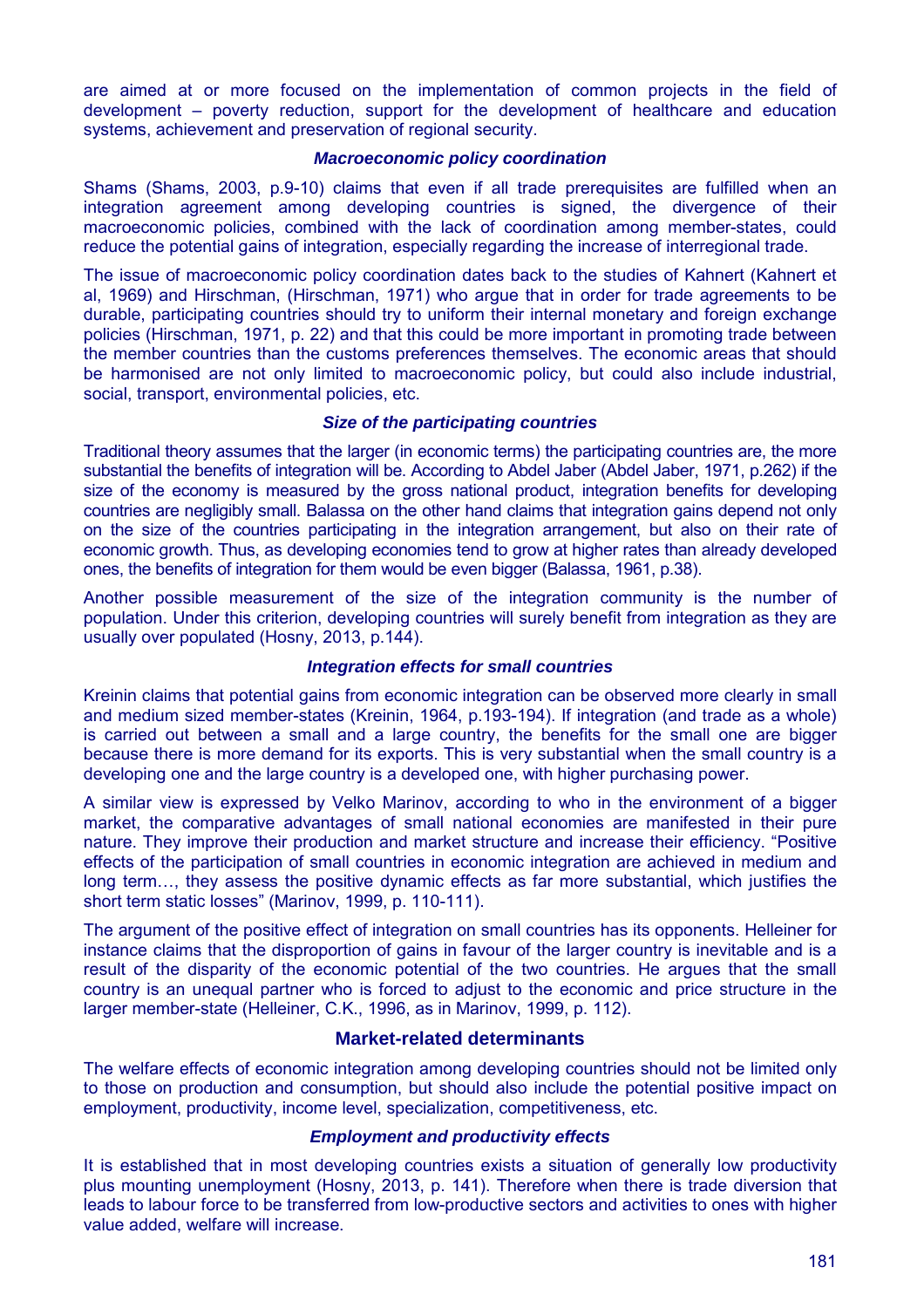are aimed at or more focused on the implementation of common projects in the field of development – poverty reduction, support for the development of healthcare and education systems, achievement and preservation of regional security.

#### *Macroeconomic policy coordination*

Shams (Shams, 2003, p.9-10) claims that even if all trade prerequisites are fulfilled when an integration agreement among developing countries is signed, the divergence of their macroeconomic policies, combined with the lack of coordination among member-states, could reduce the potential gains of integration, especially regarding the increase of interregional trade.

The issue of macroeconomic policy coordination dates back to the studies of Kahnert (Kahnert et al, 1969) and Hirschman, (Hirschman, 1971) who argue that in order for trade agreements to be durable, participating countries should try to uniform their internal monetary and foreign exchange policies (Hirschman, 1971, p. 22) and that this could be more important in promoting trade between the member countries than the customs preferences themselves. The economic areas that should be harmonised are not only limited to macroeconomic policy, but could also include industrial, social, transport, environmental policies, etc.

#### *Size of the participating countries*

Traditional theory assumes that the larger (in economic terms) the participating countries are, the more substantial the benefits of integration will be. According to Abdel Jaber (Abdel Jaber, 1971, p.262) if the size of the economy is measured by the gross national product, integration benefits for developing countries are negligibly small. Balassa on the other hand claims that integration gains depend not only on the size of the countries participating in the integration arrangement, but also on their rate of economic growth. Thus, as developing economies tend to grow at higher rates than already developed ones, the benefits of integration for them would be even bigger (Balassa, 1961, p.38).

Another possible measurement of the size of the integration community is the number of population. Under this criterion, developing countries will surely benefit from integration as they are usually over populated (Hosny, 2013, p.144).

#### *Integration effects for small countries*

Kreinin claims that potential gains from economic integration can be observed more clearly in small and medium sized member-states (Kreinin, 1964, p.193-194). If integration (and trade as a whole) is carried out between a small and a large country, the benefits for the small one are bigger because there is more demand for its exports. This is very substantial when the small country is a developing one and the large country is a developed one, with higher purchasing power.

A similar view is expressed by Velko Marinov, according to who in the environment of a bigger market, the comparative advantages of small national economies are manifested in their pure nature. They improve their production and market structure and increase their efficiency. "Positive effects of the participation of small countries in economic integration are achieved in medium and long term…, they assess the positive dynamic effects as far more substantial, which justifies the short term static losses" (Marinov, 1999, p. 110-111).

The argument of the positive effect of integration on small countries has its opponents. Helleiner for instance claims that the disproportion of gains in favour of the larger country is inevitable and is a result of the disparity of the economic potential of the two countries. He argues that the small country is an unequal partner who is forced to adjust to the economic and price structure in the larger member-state (Helleiner, C.K., 1996, as in Marinov, 1999, p. 112).

### Market-related determinants

The welfare effects of economic integration among developing countries should not be limited only to those on production and consumption, but should also include the potential positive impact on employment, productivity, income level, specialization, competitiveness, etc.

#### *Employment and productivity effects*

It is established that in most developing countries exists a situation of generally low productivity plus mounting unemployment (Hosny, 2013, p. 141). Therefore when there is trade diversion that leads to labour force to be transferred from low-productive sectors and activities to ones with higher value added, welfare will increase.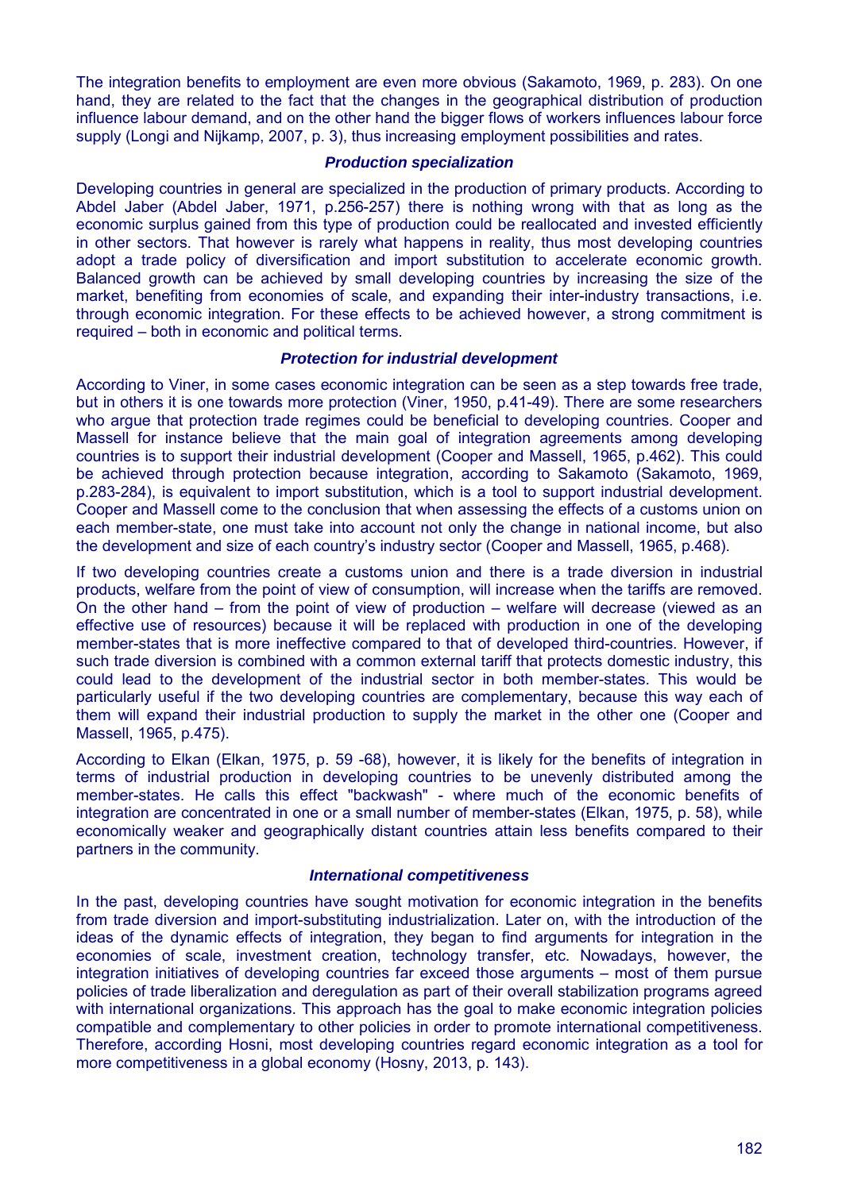The integration benefits to employment are even more obvious (Sakamoto, 1969, p. 283). On one hand, they are related to the fact that the changes in the geographical distribution of production influence labour demand, and on the other hand the bigger flows of workers influences labour force supply (Longi and Nijkamp, 2007, p. 3), thus increasing employment possibilities and rates.

### *Production specialization*

Developing countries in general are specialized in the production of primary products. According to Abdel Jaber (Abdel Jaber, 1971, p.256-257) there is nothing wrong with that as long as the economic surplus gained from this type of production could be reallocated and invested efficiently in other sectors. That however is rarely what happens in reality, thus most developing countries adopt a trade policy of diversification and import substitution to accelerate economic growth. Balanced growth can be achieved by small developing countries by increasing the size of the market, benefiting from economies of scale, and expanding their inter-industry transactions, i.e. through economic integration. For these effects to be achieved however, a strong commitment is required – both in economic and political terms.

### *Protection for industrial development*

According to Viner, in some cases economic integration can be seen as a step towards free trade, but in others it is one towards more protection (Viner, 1950, p.41-49). There are some researchers who argue that protection trade regimes could be beneficial to developing countries. Cooper and Massell for instance believe that the main goal of integration agreements among developing countries is to support their industrial development (Cooper and Massell, 1965, p.462). This could be achieved through protection because integration, according to Sakamoto (Sakamoto, 1969, p.283-284), is equivalent to import substitution, which is a tool to support industrial development. Cooper and Massell come to the conclusion that when assessing the effects of a customs union on each member-state, one must take into account not only the change in national income, but also the development and size of each country's industry sector (Cooper and Massell, 1965, p.468).

If two developing countries create a customs union and there is a trade diversion in industrial products, welfare from the point of view of consumption, will increase when the tariffs are removed. On the other hand – from the point of view of production – welfare will decrease (viewed as an effective use of resources) because it will be replaced with production in one of the developing member-states that is more ineffective compared to that of developed third-countries. However, if such trade diversion is combined with a common external tariff that protects domestic industry, this could lead to the development of the industrial sector in both member-states. This would be particularly useful if the two developing countries are complementary, because this way each of them will expand their industrial production to supply the market in the other one (Cooper and Massell, 1965, p.475).

According to Elkan (Elkan, 1975, p. 59 -68), however, it is likely for the benefits of integration in terms of industrial production in developing countries to be unevenly distributed among the member-states. He calls this effect "backwash" - where much of the economic benefits of integration are concentrated in one or a small number of member-states (Elkan, 1975, p. 58), while economically weaker and geographically distant countries attain less benefits compared to their partners in the community.

### *International competitiveness*

In the past, developing countries have sought motivation for economic integration in the benefits from trade diversion and import-substituting industrialization. Later on, with the introduction of the ideas of the dynamic effects of integration, they began to find arguments for integration in the economies of scale, investment creation, technology transfer, etc. Nowadays, however, the integration initiatives of developing countries far exceed those arguments – most of them pursue policies of trade liberalization and deregulation as part of their overall stabilization programs agreed with international organizations. This approach has the goal to make economic integration policies compatible and complementary to other policies in order to promote international competitiveness. Therefore, according Hosni, most developing countries regard economic integration as a tool for more competitiveness in a global economy (Hosny, 2013, p. 143).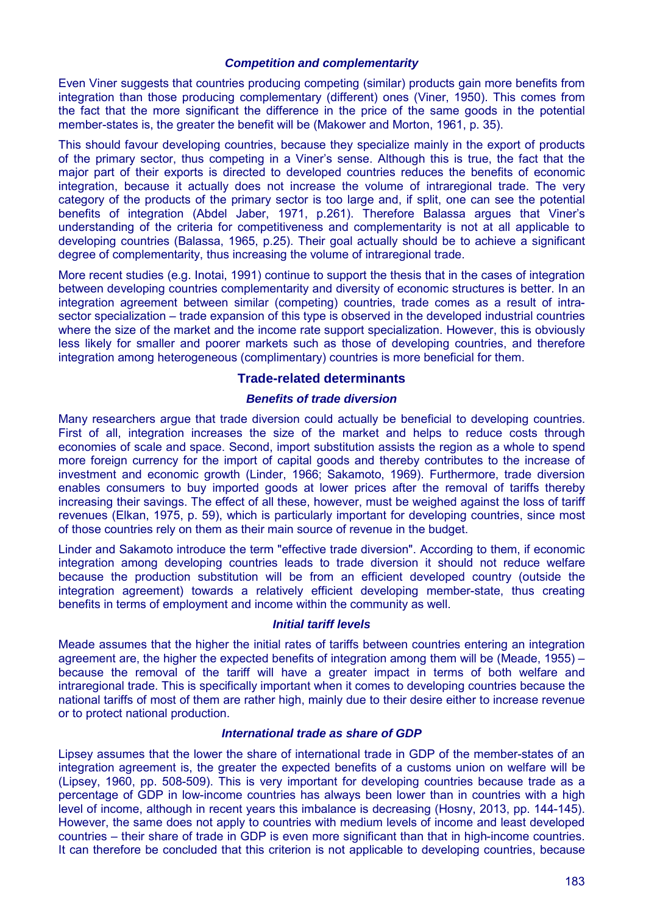### *Competition and complementarity*

Even Viner suggests that countries producing competing (similar) products gain more benefits from integration than those producing complementary (different) ones (Viner, 1950). This comes from the fact that the more significant the difference in the price of the same goods in the potential member-states is, the greater the benefit will be (Makower and Morton, 1961, p. 35).

This should favour developing countries, because they specialize mainly in the export of products of the primary sector, thus competing in a Viner's sense. Although this is true, the fact that the major part of their exports is directed to developed countries reduces the benefits of economic integration, because it actually does not increase the volume of intraregional trade. The very category of the products of the primary sector is too large and, if split, one can see the potential benefits of integration (Abdel Jaber, 1971, p.261). Therefore Balassa argues that Viner's understanding of the criteria for competitiveness and complementarity is not at all applicable to developing countries (Balassa, 1965, p.25). Their goal actually should be to achieve a significant degree of complementarity, thus increasing the volume of intraregional trade.

More recent studies (e.g. Inotai, 1991) continue to support the thesis that in the cases of integration between developing countries complementarity and diversity of economic structures is better. In an integration agreement between similar (competing) countries, trade comes as a result of intra-sector specialization – trade expansion of this type is observed in the developed industrial countries where the size of the market and the income rate support specialization. However, this is obviously less likely for smaller and poorer markets such as those of developing countries, and therefore integration among heterogeneous (complimentary) countries is more beneficial for them.

## Trade-related determinants

### *Benefits of trade diversion*

Many researchers argue that trade diversion could actually be beneficial to developing countries. First of all, integration increases the size of the market and helps to reduce costs through economies of scale and space. Second, import substitution assists the region as a whole to spend more foreign currency for the import of capital goods and thereby contributes to the increase of investment and economic growth (Linder, 1966; Sakamoto, 1969). Furthermore, trade diversion enables consumers to buy imported goods at lower prices after the removal of tariffs thereby increasing their savings. The effect of all these, however, must be weighed against the loss of tariff revenues (Elkan, 1975, p. 59), which is particularly important for developing countries, since most of those countries rely on them as their main source of revenue in the budget.

Linder and Sakamoto introduce the term "effective trade diversion". According to them, if economic integration among developing countries leads to trade diversion it should not reduce welfare because the production substitution will be from an efficient developed country (outside the integration agreement) towards a relatively efficient developing member-state, thus creating benefits in terms of employment and income within the community as well.

### *Initial tariff levels*

Meade assumes that the higher the initial rates of tariffs between countries entering an integration agreement are, the higher the expected benefits of integration among them will be (Meade, 1955) – because the removal of the tariff will have a greater impact in terms of both welfare and intraregional trade. This is specifically important when it comes to developing countries because the national tariffs of most of them are rather high, mainly due to their desire either to increase revenue or to protect national production.

### *International trade as share of GDP*

Lipsey assumes that the lower the share of international trade in GDP of the member-states of an integration agreement is, the greater the expected benefits of a customs union on welfare will be (Lipsey, 1960, pp. 508-509). This is very important for developing countries because trade as a percentage of GDP in low-income countries has always been lower than in countries with a high level of income, although in recent years this imbalance is decreasing (Hosny, 2013, pp. 144-145). However, the same does not apply to countries with medium levels of income and least developed countries – their share of trade in GDP is even more significant than that in high-income countries. It can therefore be concluded that this criterion is not applicable to developing countries, because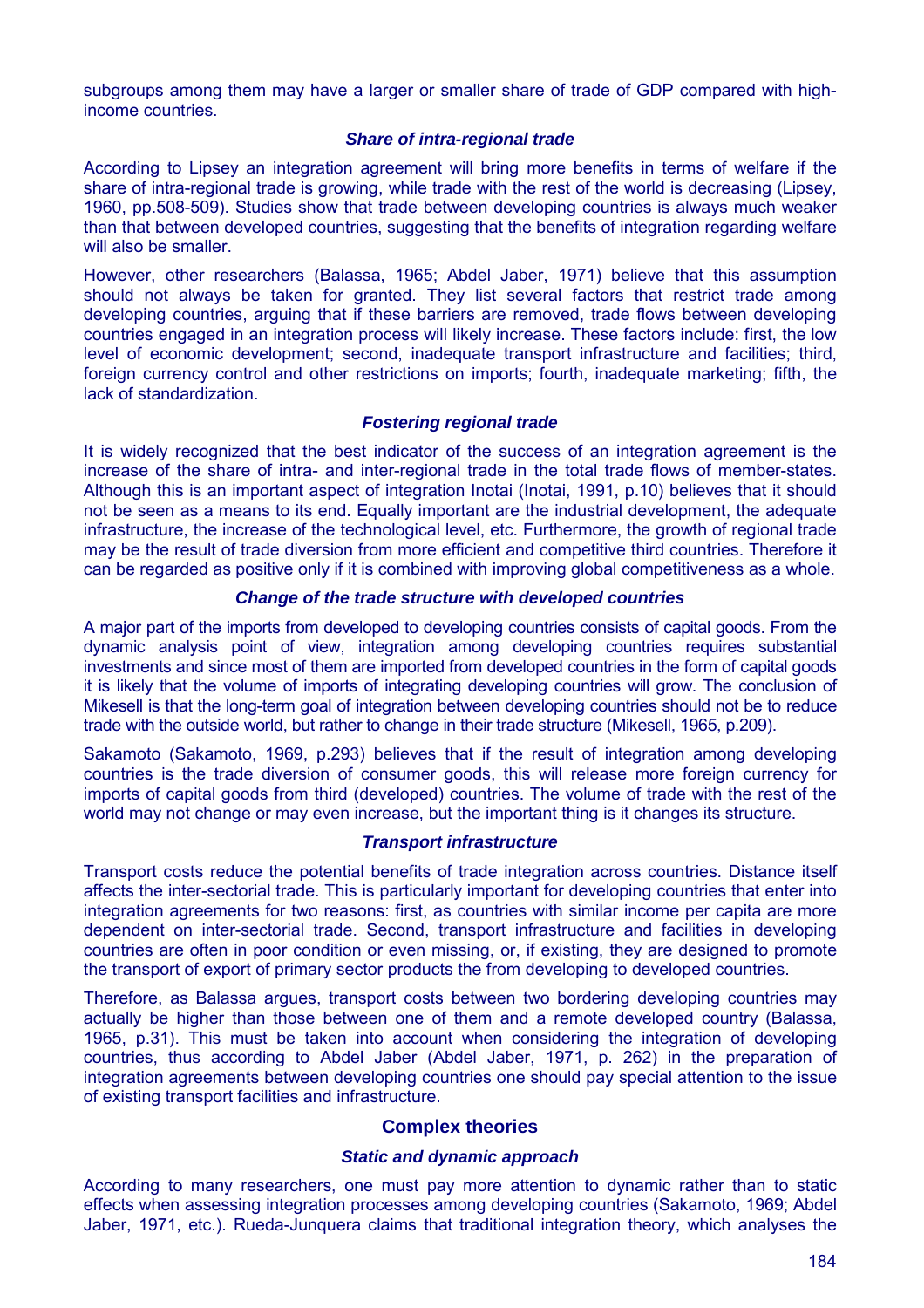subgroups among them may have a larger or smaller share of trade of GDP compared with high-income countries.

#### *Share of intra-regional trade*

According to Lipsey an integration agreement will bring more benefits in terms of welfare if the share of intra-regional trade is growing, while trade with the rest of the world is decreasing (Lipsey, 1960, pp.508-509). Studies show that trade between developing countries is always much weaker than that between developed countries, suggesting that the benefits of integration regarding welfare will also be smaller.

However, other researchers (Balassa, 1965; Abdel Jaber, 1971) believe that this assumption should not always be taken for granted. They list several factors that restrict trade among developing countries, arguing that if these barriers are removed, trade flows between developing countries engaged in an integration process will likely increase. These factors include: first, the low level of economic development; second, inadequate transport infrastructure and facilities; third, foreign currency control and other restrictions on imports; fourth, inadequate marketing; fifth, the lack of standardization.

#### *Fostering regional trade*

It is widely recognized that the best indicator of the success of an integration agreement is the increase of the share of intra- and inter-regional trade in the total trade flows of member-states. Although this is an important aspect of integration Inotai (Inotai, 1991, p.10) believes that it should not be seen as a means to its end. Equally important are the industrial development, the adequate infrastructure, the increase of the technological level, etc. Furthermore, the growth of regional trade may be the result of trade diversion from more efficient and competitive third countries. Therefore it can be regarded as positive only if it is combined with improving global competitiveness as a whole.

#### *Change of the trade structure with developed countries*

A major part of the imports from developed to developing countries consists of capital goods. From the dynamic analysis point of view, integration among developing countries requires substantial investments and since most of them are imported from developed countries in the form of capital goods it is likely that the volume of imports of integrating developing countries will grow. The conclusion of Mikesell is that the long-term goal of integration between developing countries should not be to reduce trade with the outside world, but rather to change in their trade structure (Mikesell, 1965, p.209).

Sakamoto (Sakamoto, 1969, p.293) believes that if the result of integration among developing countries is the trade diversion of consumer goods, this will release more foreign currency for imports of capital goods from third (developed) countries. The volume of trade with the rest of the world may not change or may even increase, but the important thing is it changes its structure.

#### *Transport infrastructure*

Transport costs reduce the potential benefits of trade integration across countries. Distance itself affects the inter-sectorial trade. This is particularly important for developing countries that enter into integration agreements for two reasons: first, as countries with similar income per capita are more dependent on inter-sectorial trade. Second, transport infrastructure and facilities in developing countries are often in poor condition or even missing, or, if existing, they are designed to promote the transport of export of primary sector products the from developing to developed countries.

Therefore, as Balassa argues, transport costs between two bordering developing countries may actually be higher than those between one of them and a remote developed country (Balassa, 1965, p.31). This must be taken into account when considering the integration of developing countries, thus according to Abdel Jaber (Abdel Jaber, 1971, p. 262) in the preparation of integration agreements between developing countries one should pay special attention to the issue of existing transport facilities and infrastructure.

### Complex theories

#### *Static and dynamic approach*

According to many researchers, one must pay more attention to dynamic rather than to static effects when assessing integration processes among developing countries (Sakamoto, 1969; Abdel Jaber, 1971, etc.). Rueda-Junquera claims that traditional integration theory, which analyses the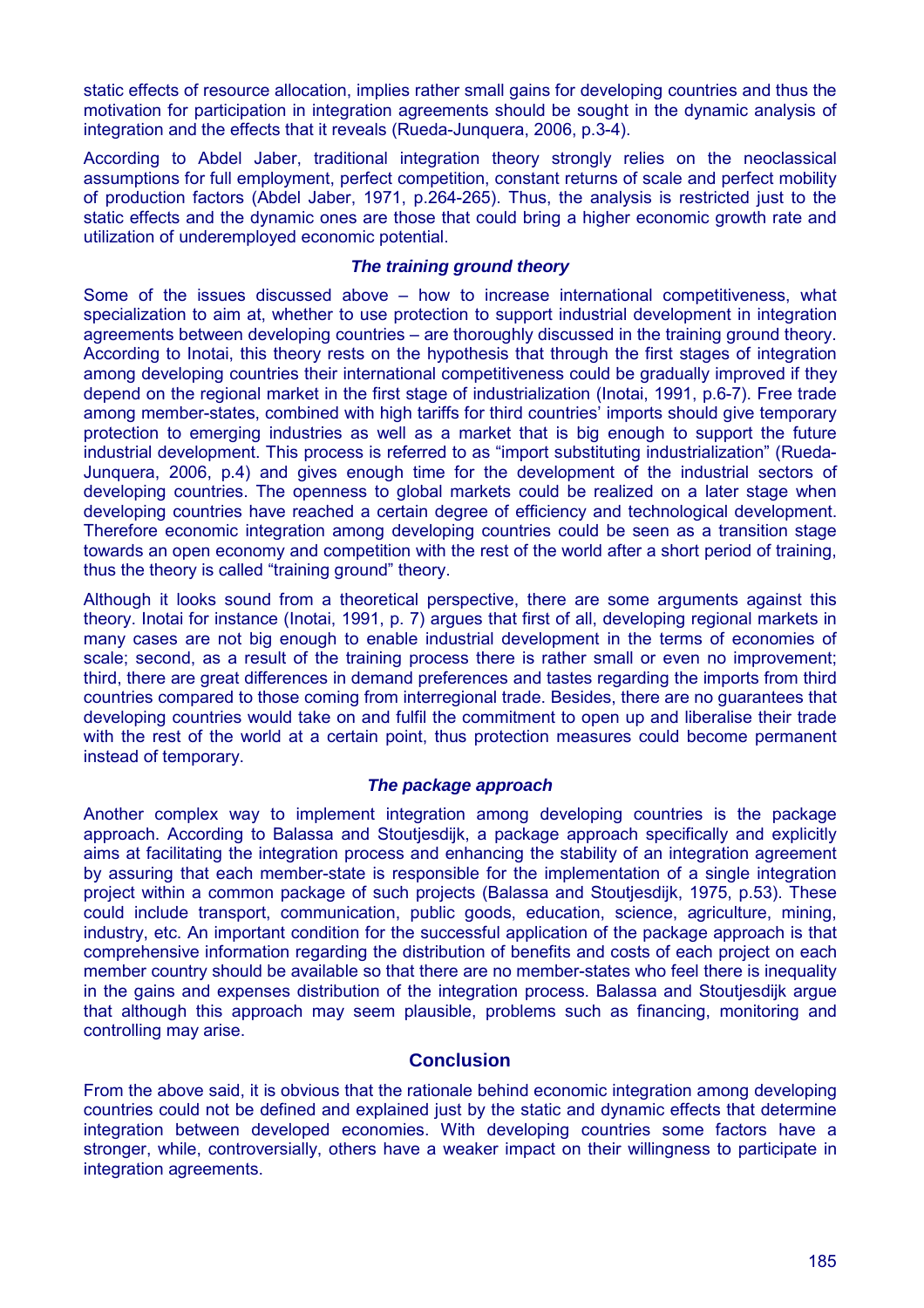static effects of resource allocation, implies rather small gains for developing countries and thus the motivation for participation in integration agreements should be sought in the dynamic analysis of integration and the effects that it reveals (Rueda-Junquera, 2006, p.3-4).

According to Abdel Jaber, traditional integration theory strongly relies on the neoclassical assumptions for full employment, perfect competition, constant returns of scale and perfect mobility of production factors (Abdel Jaber, 1971, p.264-265). Thus, the analysis is restricted just to the static effects and the dynamic ones are those that could bring a higher economic growth rate and utilization of underemployed economic potential.

### *The training ground theory*

Some of the issues discussed above – how to increase international competitiveness, what specialization to aim at, whether to use protection to support industrial development in integration agreements between developing countries – are thoroughly discussed in the training ground theory. According to Inotai, this theory rests on the hypothesis that through the first stages of integration among developing countries their international competitiveness could be gradually improved if they depend on the regional market in the first stage of industrialization (Inotai, 1991, p.6-7). Free trade among member-states, combined with high tariffs for third countries' imports should give temporary protection to emerging industries as well as a market that is big enough to support the future industrial development. This process is referred to as "import substituting industrialization" (Rueda-Junquera, 2006, p.4) and gives enough time for the development of the industrial sectors of developing countries. The openness to global markets could be realized on a later stage when developing countries have reached a certain degree of efficiency and technological development. Therefore economic integration among developing countries could be seen as a transition stage towards an open economy and competition with the rest of the world after a short period of training, thus the theory is called "training ground" theory.

Although it looks sound from a theoretical perspective, there are some arguments against this theory. Inotai for instance (Inotai, 1991, p. 7) argues that first of all, developing regional markets in many cases are not big enough to enable industrial development in the terms of economies of scale; second, as a result of the training process there is rather small or even no improvement; third, there are great differences in demand preferences and tastes regarding the imports from third countries compared to those coming from interregional trade. Besides, there are no guarantees that developing countries would take on and fulfil the commitment to open up and liberalise their trade with the rest of the world at a certain point, thus protection measures could become permanent instead of temporary.

### *The package approach*

Another complex way to implement integration among developing countries is the package approach. According to Balassa and Stoutjesdijk, a package approach specifically and explicitly aims at facilitating the integration process and enhancing the stability of an integration agreement by assuring that each member-state is responsible for the implementation of a single integration project within a common package of such projects (Balassa and Stoutjesdijk, 1975, p.53). These could include transport, communication, public goods, education, science, agriculture, mining, industry, etc. An important condition for the successful application of the package approach is that comprehensive information regarding the distribution of benefits and costs of each project on each member country should be available so that there are no member-states who feel there is inequality in the gains and expenses distribution of the integration process. Balassa and Stoutjesdijk argue that although this approach may seem plausible, problems such as financing, monitoring and controlling may arise.

## Conclusion

From the above said, it is obvious that the rationale behind economic integration among developing countries could not be defined and explained just by the static and dynamic effects that determine integration between developed economies. With developing countries some factors have a stronger, while, controversially, others have a weaker impact on their willingness to participate in integration agreements.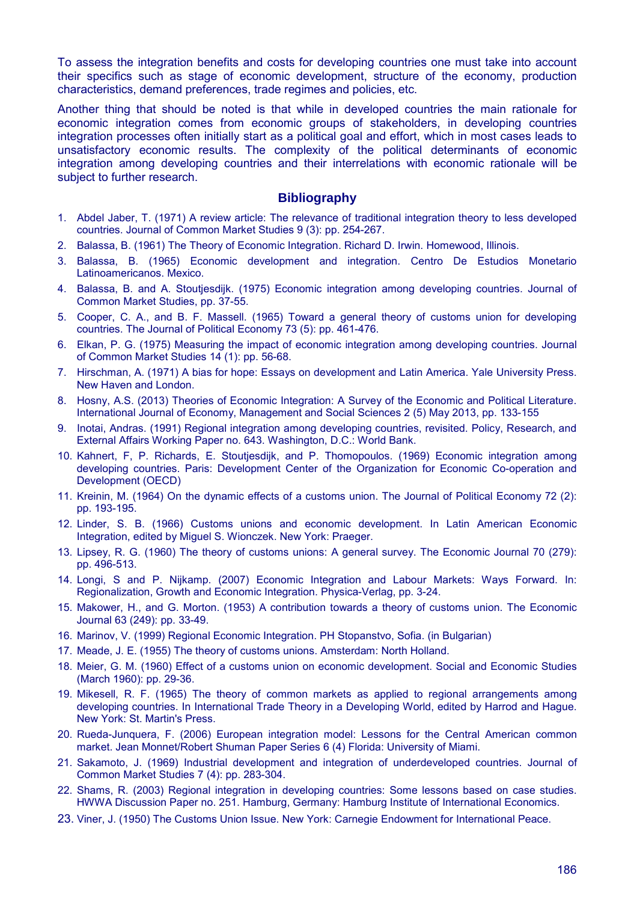To assess the integration benefits and costs for developing countries one must take into account their specifics such as stage of economic development, structure of the economy, production characteristics, demand preferences, trade regimes and policies, etc.

Another thing that should be noted is that while in developed countries the main rationale for economic integration comes from economic groups of stakeholders, in developing countries integration processes often initially start as a political goal and effort, which in most cases leads to unsatisfactory economic results. The complexity of the political determinants of economic integration among developing countries and their interrelations with economic rationale will be subject to further research.

## Bibliography

1. Abdel Jaber, T. (1971) A review article: The relevance of traditional integration theory to less developed countries. Journal of Common Market Studies 9 (3): pp. 254-267.
2. Balassa, B. (1961) The Theory of Economic Integration. Richard D. Irwin. Homewood, Illinois.
3. Balassa, B. (1965) Economic development and integration. Centro De Estudios Monetario Latinoamericanos. Mexico.
4. Balassa, B. and A. Stoutjesdijk. (1975) Economic integration among developing countries. Journal of Common Market Studies, pp. 37-55.
5. Cooper, C. A., and B. F. Massell. (1965) Toward a general theory of customs union for developing countries. The Journal of Political Economy 73 (5): pp. 461-476.
6. Elkan, P. G. (1975) Measuring the impact of economic integration among developing countries. Journal of Common Market Studies 14 (1): pp. 56-68.
7. Hirschman, A. (1971) A bias for hope: Essays on development and Latin America. Yale University Press. New Haven and London.
8. Hosny, A.S. (2013) Theories of Economic Integration: A Survey of the Economic and Political Literature. International Journal of Economy, Management and Social Sciences 2 (5) May 2013, pp. 133-155
9. Inotai, Andras. (1991) Regional integration among developing countries, revisited. Policy, Research, and External Affairs Working Paper no. 643. Washington, D.C.: World Bank.
10. Kahnert, F, P. Richards, E. Stoutjesdijk, and P. Thomopoulos. (1969) Economic integration among developing countries. Paris: Development Center of the Organization for Economic Co-operation and Development (OECD)
11. Kreinin, M. (1964) On the dynamic effects of a customs union. The Journal of Political Economy 72 (2): pp. 193-195.
12. Linder, S. B. (1966) Customs unions and economic development. In Latin American Economic Integration, edited by Miguel S. Wionczek. New York: Praeger.
13. Lipsey, R. G. (1960) The theory of customs unions: A general survey. The Economic Journal 70 (279): pp. 496-513.
14. Longi, S and P. Nijkamp. (2007) Economic Integration and Labour Markets: Ways Forward. In: Regionalization, Growth and Economic Integration. Physica-Verlag, pp. 3-24.
15. Makower, H., and G. Morton. (1953) A contribution towards a theory of customs union. The Economic Journal 63 (249): pp. 33-49.
16. Marinov, V. (1999) Regional Economic Integration. PH Stopanstvo, Sofia. (in Bulgarian)
17. Meade, J. E. (1955) The theory of customs unions. Amsterdam: North Holland.
18. Meier, G. M. (1960) Effect of a customs union on economic development. Social and Economic Studies (March 1960): pp. 29-36.
19. Mikesell, R. F. (1965) The theory of common markets as applied to regional arrangements among developing countries. In International Trade Theory in a Developing World, edited by Harrod and Hague. New York: St. Martin's Press.
20. Rueda-Junquera, F. (2006) European integration model: Lessons for the Central American common market. Jean Monnet/Robert Shuman Paper Series 6 (4) Florida: University of Miami.
21. Sakamoto, J. (1969) Industrial development and integration of underdeveloped countries. Journal of Common Market Studies 7 (4): pp. 283-304.
22. Shams, R. (2003) Regional integration in developing countries: Some lessons based on case studies. HWWA Discussion Paper no. 251. Hamburg, Germany: Hamburg Institute of International Economics.
23. Viner, J. (1950) The Customs Union Issue. New York: Carnegie Endowment for International Peace.